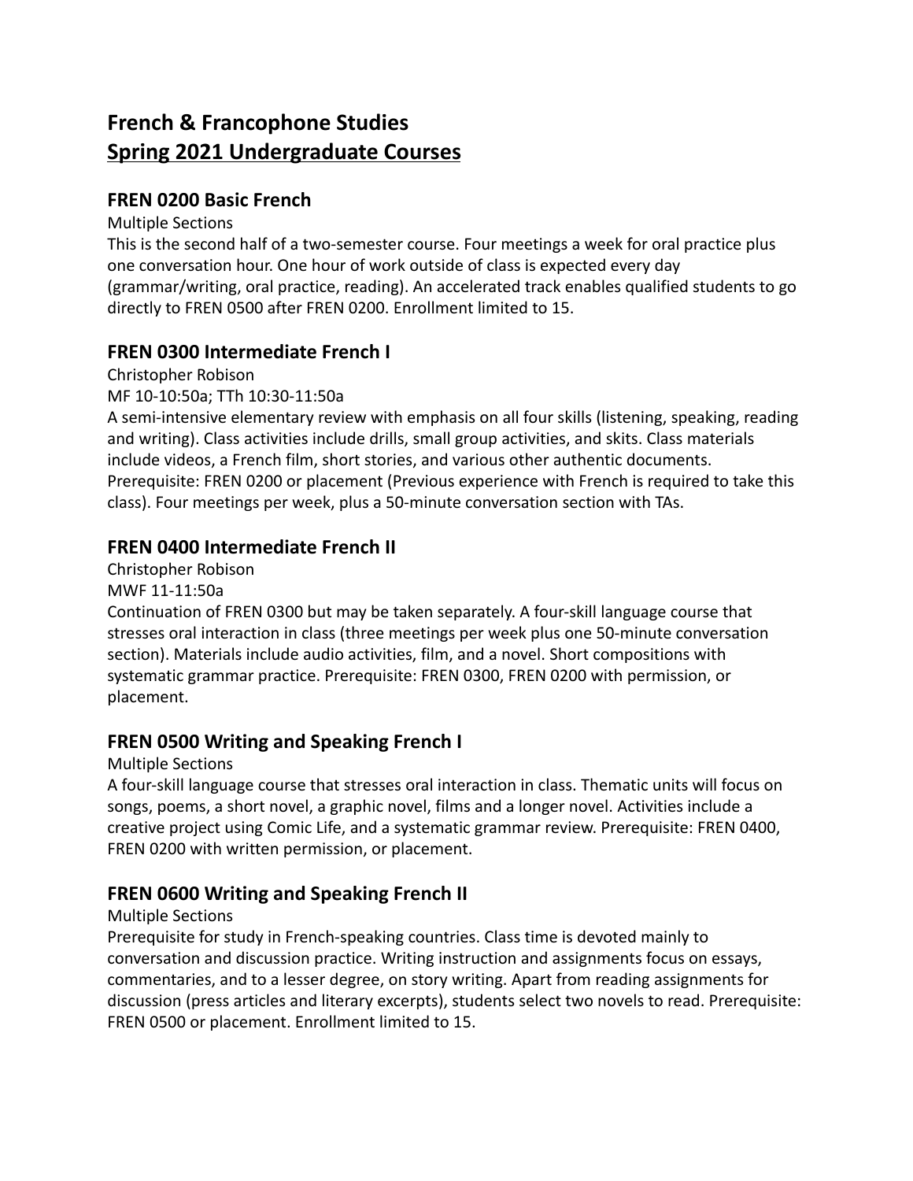# French & Francophone Studies
# Spring 2021 Undergraduate Courses

## FREN 0200 Basic French

Multiple Sections

This is the second half of a two-semester course. Four meetings a week for oral practice plus one conversation hour. One hour of work outside of class is expected every day (grammar/writing, oral practice, reading). An accelerated track enables qualified students to go directly to FREN 0500 after FREN 0200. Enrollment limited to 15.

## FREN 0300 Intermediate French I

Christopher Robison

MF 10-10:50a; TTh 10:30-11:50a

A semi-intensive elementary review with emphasis on all four skills (listening, speaking, reading and writing). Class activities include drills, small group activities, and skits. Class materials include videos, a French film, short stories, and various other authentic documents. Prerequisite: FREN 0200 or placement (Previous experience with French is required to take this class). Four meetings per week, plus a 50-minute conversation section with TAs.

## FREN 0400 Intermediate French II

Christopher Robison

MWF 11-11:50a

Continuation of FREN 0300 but may be taken separately. A four-skill language course that stresses oral interaction in class (three meetings per week plus one 50-minute conversation section). Materials include audio activities, film, and a novel. Short compositions with systematic grammar practice. Prerequisite: FREN 0300, FREN 0200 with permission, or placement.

## FREN 0500 Writing and Speaking French I

Multiple Sections

A four-skill language course that stresses oral interaction in class. Thematic units will focus on songs, poems, a short novel, a graphic novel, films and a longer novel. Activities include a creative project using Comic Life, and a systematic grammar review. Prerequisite: FREN 0400, FREN 0200 with written permission, or placement.

## FREN 0600 Writing and Speaking French II

Multiple Sections

Prerequisite for study in French-speaking countries. Class time is devoted mainly to conversation and discussion practice. Writing instruction and assignments focus on essays, commentaries, and to a lesser degree, on story writing. Apart from reading assignments for discussion (press articles and literary excerpts), students select two novels to read. Prerequisite: FREN 0500 or placement. Enrollment limited to 15.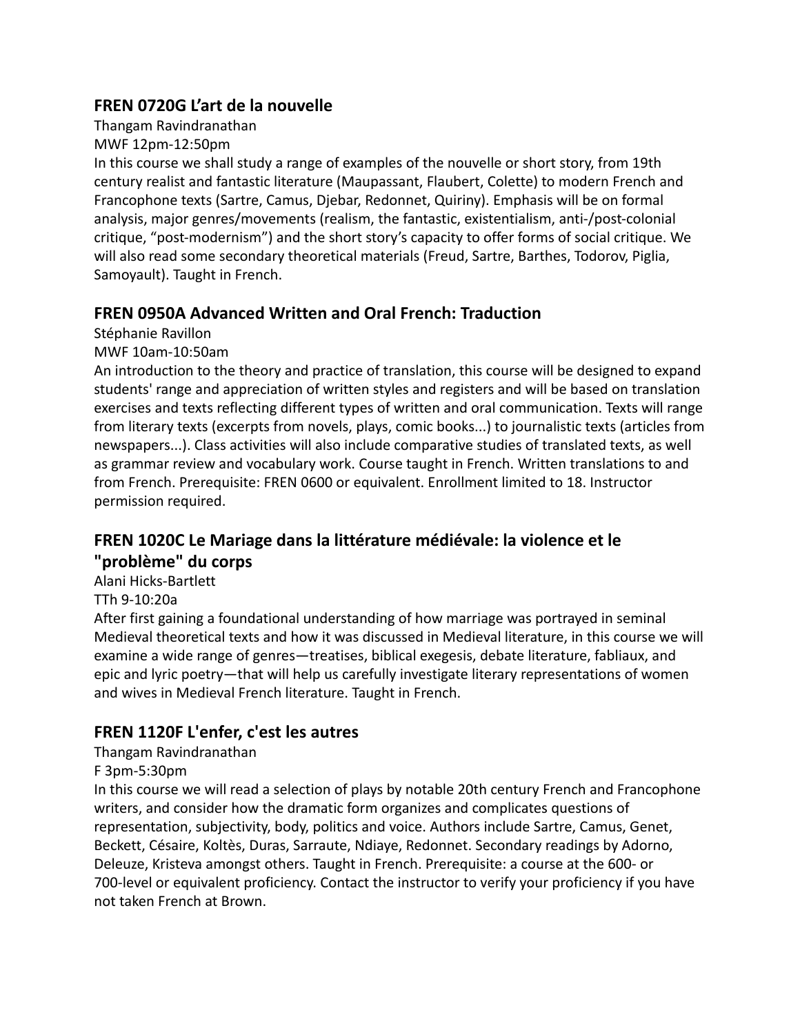### FREN 0720G L'art de la nouvelle

Thangam Ravindranathan
MWF 12pm-12:50pm
In this course we shall study a range of examples of the nouvelle or short story, from 19th century realist and fantastic literature (Maupassant, Flaubert, Colette) to modern French and Francophone texts (Sartre, Camus, Djebar, Redonnet, Quiriny). Emphasis will be on formal analysis, major genres/movements (realism, the fantastic, existentialism, anti-/post-colonial critique, "post-modernism") and the short story's capacity to offer forms of social critique. We will also read some secondary theoretical materials (Freud, Sartre, Barthes, Todorov, Piglia, Samoyault). Taught in French.

### FREN 0950A Advanced Written and Oral French: Traduction

Stéphanie Ravillon
MWF 10am-10:50am
An introduction to the theory and practice of translation, this course will be designed to expand students' range and appreciation of written styles and registers and will be based on translation exercises and texts reflecting different types of written and oral communication. Texts will range from literary texts (excerpts from novels, plays, comic books...) to journalistic texts (articles from newspapers...). Class activities will also include comparative studies of translated texts, as well as grammar review and vocabulary work. Course taught in French. Written translations to and from French. Prerequisite: FREN 0600 or equivalent. Enrollment limited to 18. Instructor permission required.

### FREN 1020C Le Mariage dans la littérature médiévale: la violence et le "problème" du corps

Alani Hicks-Bartlett
TTh 9-10:20a
After first gaining a foundational understanding of how marriage was portrayed in seminal Medieval theoretical texts and how it was discussed in Medieval literature, in this course we will examine a wide range of genres—treatises, biblical exegesis, debate literature, fabliaux, and epic and lyric poetry—that will help us carefully investigate literary representations of women and wives in Medieval French literature. Taught in French.

### FREN 1120F L'enfer, c'est les autres

Thangam Ravindranathan
F 3pm-5:30pm
In this course we will read a selection of plays by notable 20th century French and Francophone writers, and consider how the dramatic form organizes and complicates questions of representation, subjectivity, body, politics and voice. Authors include Sartre, Camus, Genet, Beckett, Césaire, Koltès, Duras, Sarraute, Ndiaye, Redonnet. Secondary readings by Adorno, Deleuze, Kristeva amongst others. Taught in French. Prerequisite: a course at the 600- or 700-level or equivalent proficiency. Contact the instructor to verify your proficiency if you have not taken French at Brown.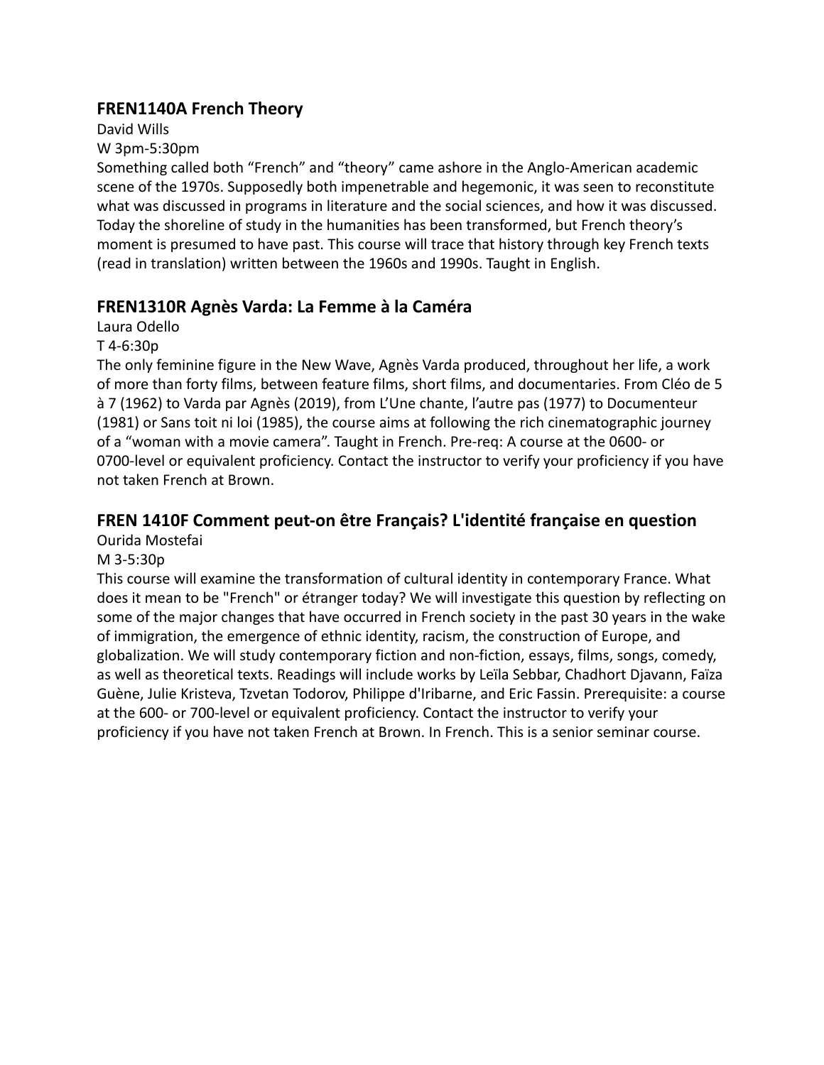### FREN1140A French Theory

David Wills

W 3pm-5:30pm

Something called both “French” and “theory” came ashore in the Anglo-American academic scene of the 1970s. Supposedly both impenetrable and hegemonic, it was seen to reconstitute what was discussed in programs in literature and the social sciences, and how it was discussed. Today the shoreline of study in the humanities has been transformed, but French theory’s moment is presumed to have past. This course will trace that history through key French texts (read in translation) written between the 1960s and 1990s. Taught in English.

### FREN1310R Agnès Varda: La Femme à la Caméra

Laura Odello

T 4-6:30p

The only feminine figure in the New Wave, Agnès Varda produced, throughout her life, a work of more than forty films, between feature films, short films, and documentaries. From Cléo de 5 à 7 (1962) to Varda par Agnès (2019), from L’Une chante, l’autre pas (1977) to Documenteur (1981) or Sans toit ni loi (1985), the course aims at following the rich cinematographic journey of a “woman with a movie camera”. Taught in French. Pre-req: A course at the 0600- or 0700-level or equivalent proficiency. Contact the instructor to verify your proficiency if you have not taken French at Brown.

### FREN 1410F Comment peut-on être Français? L'identité française en question

Ourida Mostefai

M 3-5:30p

This course will examine the transformation of cultural identity in contemporary France. What does it mean to be "French" or étranger today? We will investigate this question by reflecting on some of the major changes that have occurred in French society in the past 30 years in the wake of immigration, the emergence of ethnic identity, racism, the construction of Europe, and globalization. We will study contemporary fiction and non-fiction, essays, films, songs, comedy, as well as theoretical texts. Readings will include works by Leïla Sebbar, Chadhort Djavann, Faïza Guène, Julie Kristeva, Tzvetan Todorov, Philippe d'Iribarne, and Eric Fassin. Prerequisite: a course at the 600- or 700-level or equivalent proficiency. Contact the instructor to verify your proficiency if you have not taken French at Brown. In French. This is a senior seminar course.